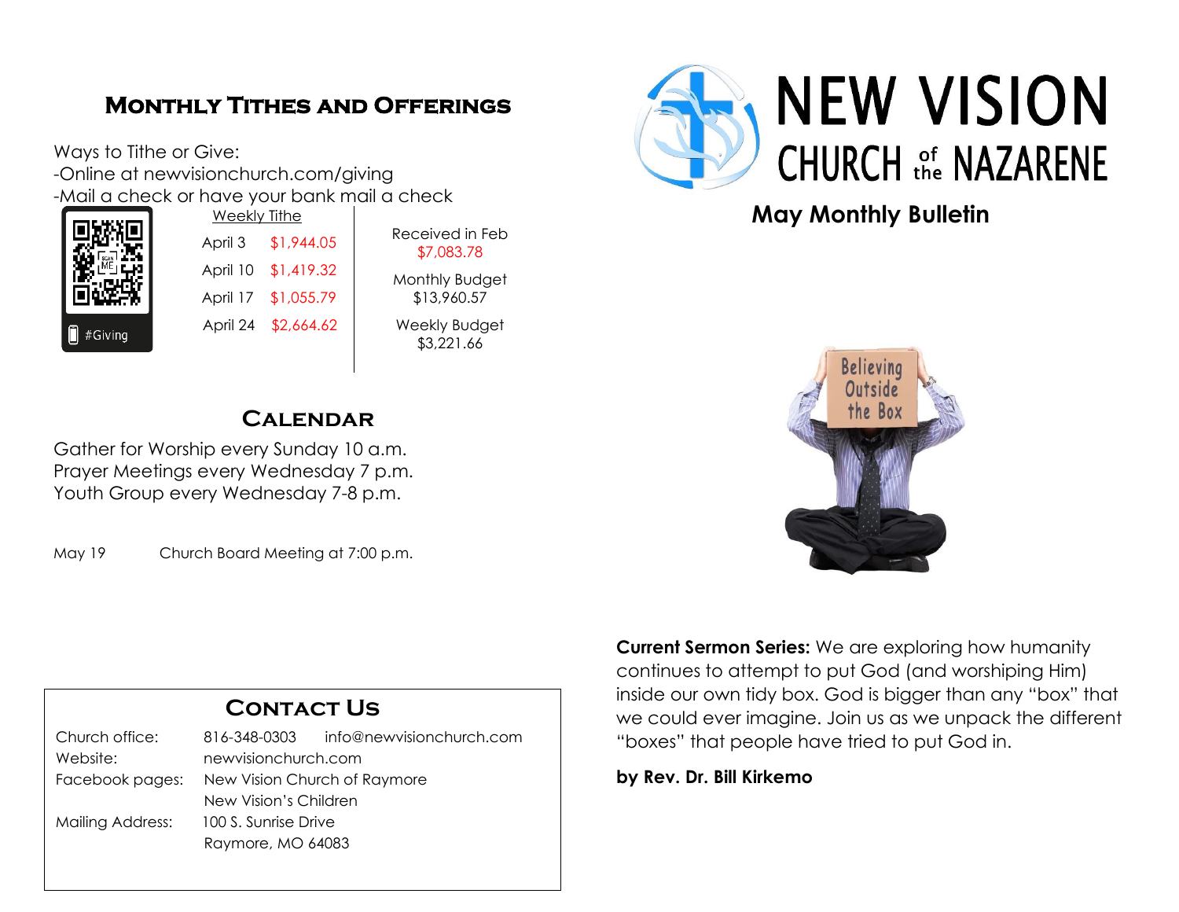## Monthly Tithes and Offerings

Ways to Tithe or Give:
-Online at newvisionchurch.com/giving
-Mail a check or have your bank mail a check

#Giving

| Weekly Tithe | | |
|---|---|---|
| April 3 | $1,944.05 | Received in Feb $7,083.78 |
| April 10 | $1,419.32 | Monthly Budget $13,960.57 |
| April 17 | $1,055.79 | Weekly Budget $3,221.66 |
| April 24 | $2,664.62 | |

## Calendar

Gather for Worship every Sunday 10 a.m.
Prayer Meetings every Wednesday 7 p.m.
Youth Group every Wednesday 7-8 p.m.

May 19 Church Board Meeting at 7:00 p.m.

## Contact Us

| | |
|---|---|
| Church office: | 816-348-0303 info@newvisionchurch.com |
| Website: | newvisionchurch.com |
| Facebook pages: | New Vision Church of Raymore |
| | New Vision's Children |
| Mailing Address: | 100 S. Sunrise Drive |
| | Raymore, MO 64083 |

# NEW VISION CHURCH of the NAZARENE

## May Monthly Bulletin

Believing Outside the Box

**Current Sermon Series:** We are exploring how humanity continues to attempt to put God (and worshiping Him) inside our own tidy box. God is bigger than any "box" that we could ever imagine. Join us as we unpack the different "boxes" that people have tried to put God in.

**by Rev. Dr. Bill Kirkemo**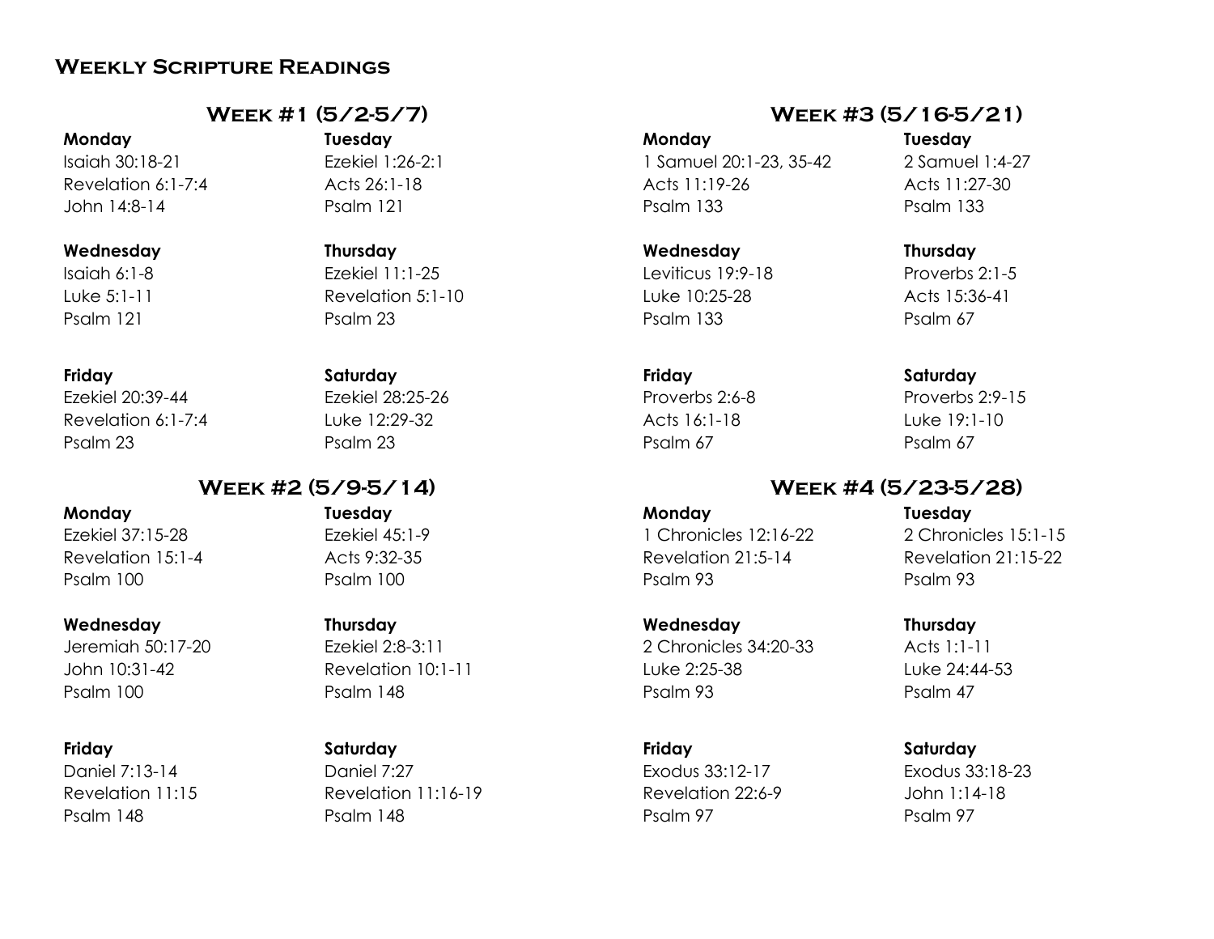# Weekly Scripture Readings

## Week #1 (5/2-5/7)

**Monday**
Isaiah 30:18-21
Revelation 6:1-7:4
John 14:8-14

**Tuesday**
Ezekiel 1:26-2:1
Acts 26:1-18
Psalm 121

**Wednesday**
Isaiah 6:1-8
Luke 5:1-11
Psalm 121

**Thursday**
Ezekiel 11:1-25
Revelation 5:1-10
Psalm 23

**Friday**
Ezekiel 20:39-44
Revelation 6:1-7:4
Psalm 23

**Saturday**
Ezekiel 28:25-26
Luke 12:29-32
Psalm 23

## Week #2 (5/9-5/14)

**Monday**
Ezekiel 37:15-28
Revelation 15:1-4
Psalm 100

**Tuesday**
Ezekiel 45:1-9
Acts 9:32-35
Psalm 100

**Wednesday**
Jeremiah 50:17-20
John 10:31-42
Psalm 100

**Thursday**
Ezekiel 2:8-3:11
Revelation 10:1-11
Psalm 148

**Friday**
Daniel 7:13-14
Revelation 11:15
Psalm 148

**Saturday**
Daniel 7:27
Revelation 11:16-19
Psalm 148

## Week #3 (5/16-5/21)

**Monday**
1 Samuel 20:1-23, 35-42
Acts 11:19-26
Psalm 133

**Tuesday**
2 Samuel 1:4-27
Acts 11:27-30
Psalm 133

**Wednesday**
Leviticus 19:9-18
Luke 10:25-28
Psalm 133

**Thursday**
Proverbs 2:1-5
Acts 15:36-41
Psalm 67

**Friday**
Proverbs 2:6-8
Acts 16:1-18
Psalm 67

**Saturday**
Proverbs 2:9-15
Luke 19:1-10
Psalm 67

## Week #4 (5/23-5/28)

**Monday**
1 Chronicles 12:16-22
Revelation 21:5-14
Psalm 93

**Tuesday**
2 Chronicles 15:1-15
Revelation 21:15-22
Psalm 93

**Wednesday**
2 Chronicles 34:20-33
Luke 2:25-38
Psalm 93

**Thursday**
Acts 1:1-11
Luke 24:44-53
Psalm 47

**Friday**
Exodus 33:12-17
Revelation 22:6-9
Psalm 97

**Saturday**
Exodus 33:18-23
John 1:14-18
Psalm 97